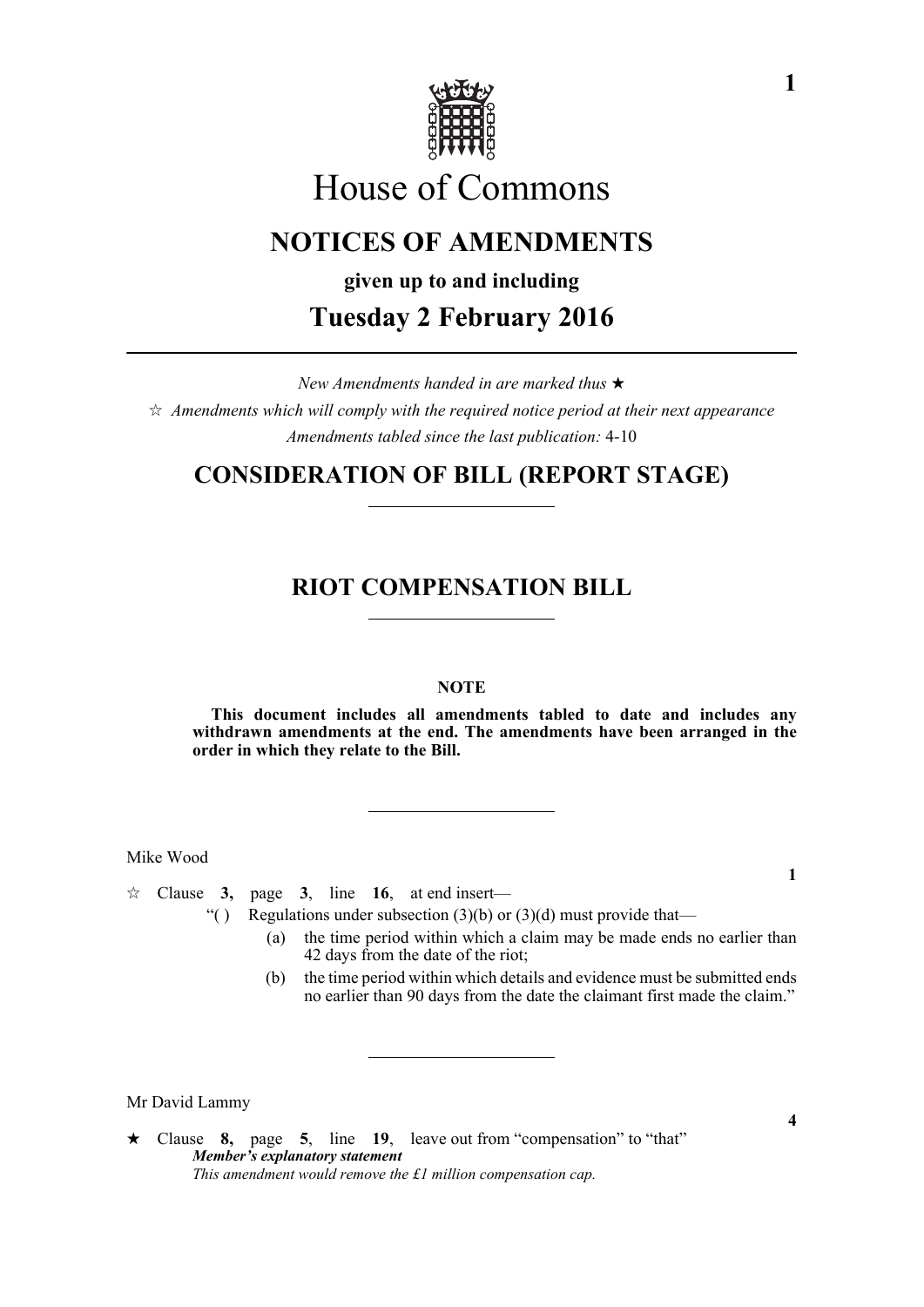# House of Commons

## NOTICES OF AMENDMENTS

**given up to and including**

## Tuesday 2 February 2016

*New Amendments handed in are marked thus* ★

☆ *Amendments which will comply with the required notice period at their next appearance*

*Amendments tabled since the last publication:* 4-10

## CONSIDERATION OF BILL (REPORT STAGE)

## RIOT COMPENSATION BILL

**NOTE**

**This document includes all amendments tabled to date and includes any withdrawn amendments at the end. The amendments have been arranged in the order in which they relate to the Bill.**

Mike Wood

**1**

☆ Clause **3,** page **3**, line **16**, at end insert—

"( ) Regulations under subsection (3)(b) or (3)(d) must provide that—

(a) the time period within which a claim may be made ends no earlier than 42 days from the date of the riot;

(b) the time period within which details and evidence must be submitted ends no earlier than 90 days from the date the claimant first made the claim."

Mr David Lammy

**4**

★ Clause **8,** page **5**, line **19**, leave out from "compensation" to "that"

***Member's explanatory statement***

*This amendment would remove the £1 million compensation cap.*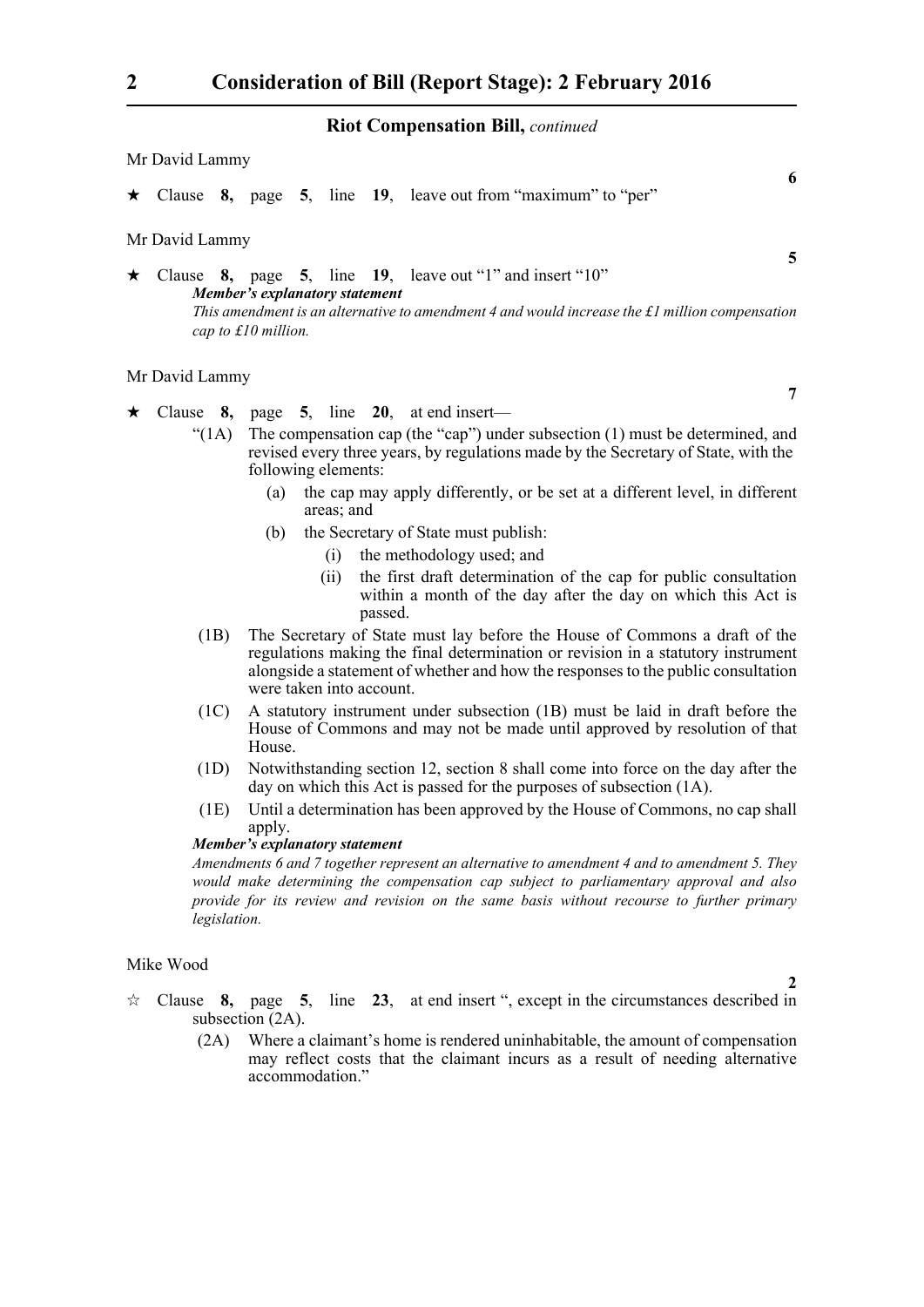**Riot Compensation Bill,** *continued*

Mr David Lammy

**6**

★ Clause **8,** page **5**, line **19**, leave out from "maximum" to "per"

Mr David Lammy

**5**

★ Clause **8,** page **5**, line **19**, leave out "1" and insert "10"

***Member's explanatory statement***

*This amendment is an alternative to amendment 4 and would increase the £1 million compensation cap to £10 million.*

Mr David Lammy

**7**

★ Clause **8,** page **5**, line **20**, at end insert—

"(1A) The compensation cap (the "cap") under subsection (1) must be determined, and revised every three years, by regulations made by the Secretary of State, with the following elements:

(a) the cap may apply differently, or be set at a different level, in different areas; and

(b) the Secretary of State must publish:

(i) the methodology used; and

(ii) the first draft determination of the cap for public consultation within a month of the day after the day on which this Act is passed.

(1B) The Secretary of State must lay before the House of Commons a draft of the regulations making the final determination or revision in a statutory instrument alongside a statement of whether and how the responses to the public consultation were taken into account.

(1C) A statutory instrument under subsection (1B) must be laid in draft before the House of Commons and may not be made until approved by resolution of that House.

(1D) Notwithstanding section 12, section 8 shall come into force on the day after the day on which this Act is passed for the purposes of subsection (1A).

(1E) Until a determination has been approved by the House of Commons, no cap shall apply.

***Member's explanatory statement***

*Amendments 6 and 7 together represent an alternative to amendment 4 and to amendment 5. They would make determining the compensation cap subject to parliamentary approval and also provide for its review and revision on the same basis without recourse to further primary legislation.*

Mike Wood

**2**

☆ Clause **8,** page **5**, line **23**, at end insert ", except in the circumstances described in subsection (2A).

(2A) Where a claimant's home is rendered uninhabitable, the amount of compensation may reflect costs that the claimant incurs as a result of needing alternative accommodation."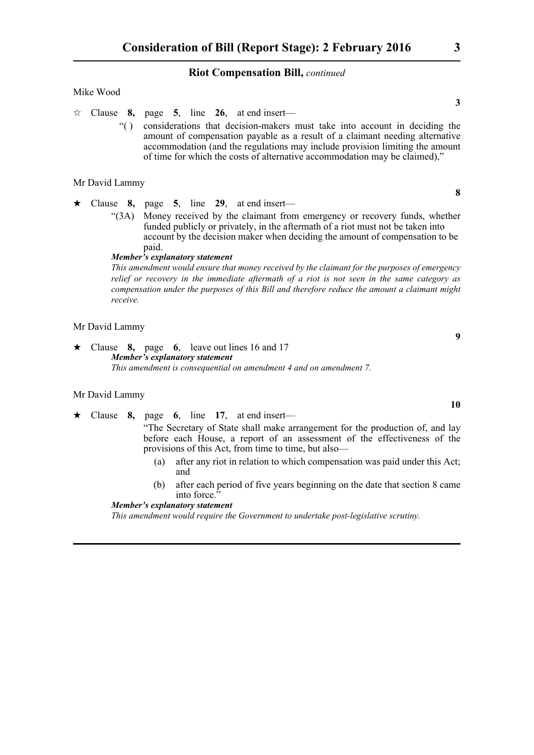**Riot Compensation Bill,** *continued*

Mike Wood

**3**

☆ Clause **8,** page **5**, line **26**, at end insert—

"( ) considerations that decision-makers must take into account in deciding the amount of compensation payable as a result of a claimant needing alternative accommodation (and the regulations may include provision limiting the amount of time for which the costs of alternative accommodation may be claimed),"

Mr David Lammy

**8**

★ Clause **8,** page **5**, line **29**, at end insert—

"(3A) Money received by the claimant from emergency or recovery funds, whether funded publicly or privately, in the aftermath of a riot must not be taken into account by the decision maker when deciding the amount of compensation to be paid.

***Member's explanatory statement***

*This amendment would ensure that money received by the claimant for the purposes of emergency relief or recovery in the immediate aftermath of a riot is not seen in the same category as compensation under the purposes of this Bill and therefore reduce the amount a claimant might receive.*

Mr David Lammy

**9**

★ Clause **8,** page **6**, leave out lines 16 and 17

***Member's explanatory statement***

*This amendment is consequential on amendment 4 and on amendment 7.*

Mr David Lammy

**10**

★ Clause **8,** page **6**, line **17**, at end insert—

"The Secretary of State shall make arrangement for the production of, and lay before each House, a report of an assessment of the effectiveness of the provisions of this Act, from time to time, but also—

(a) after any riot in relation to which compensation was paid under this Act; and

(b) after each period of five years beginning on the date that section 8 came into force."

***Member's explanatory statement***

*This amendment would require the Government to undertake post-legislative scrutiny.*